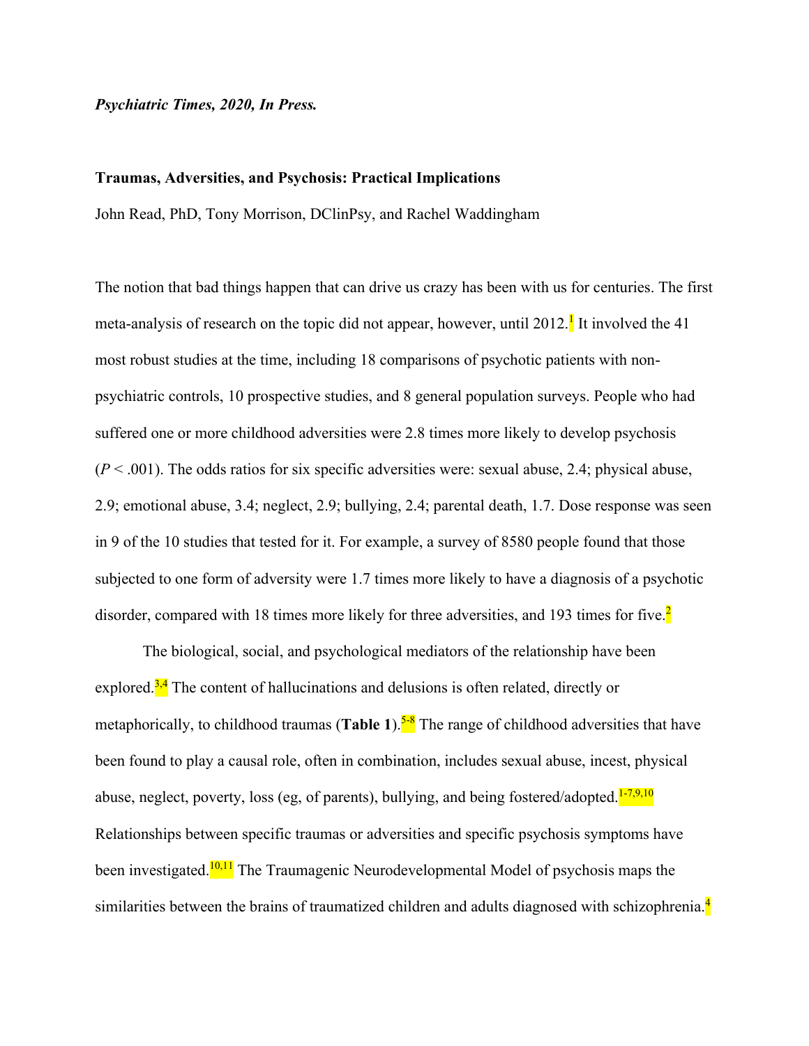*Psychiatric Times, 2020, In Press.*

**Traumas, Adversities, and Psychosis: Practical Implications**

John Read, PhD, Tony Morrison, DClinPsy, and Rachel Waddingham

The notion that bad things happen that can drive us crazy has been with us for centuries. The first meta-analysis of research on the topic did not appear, however, until 2012.[1] It involved the 41 most robust studies at the time, including 18 comparisons of psychotic patients with non-psychiatric controls, 10 prospective studies, and 8 general population surveys. People who had suffered one or more childhood adversities were 2.8 times more likely to develop psychosis ($P < .001$). The odds ratios for six specific adversities were: sexual abuse, 2.4; physical abuse, 2.9; emotional abuse, 3.4; neglect, 2.9; bullying, 2.4; parental death, 1.7. Dose response was seen in 9 of the 10 studies that tested for it. For example, a survey of 8580 people found that those subjected to one form of adversity were 1.7 times more likely to have a diagnosis of a psychotic disorder, compared with 18 times more likely for three adversities, and 193 times for five.[2]

The biological, social, and psychological mediators of the relationship have been explored.[3,4] The content of hallucinations and delusions is often related, directly or metaphorically, to childhood traumas (**Table 1**).[5-8] The range of childhood adversities that have been found to play a causal role, often in combination, includes sexual abuse, incest, physical abuse, neglect, poverty, loss (eg, of parents), bullying, and being fostered/adopted.[1-7,9,10] Relationships between specific traumas or adversities and specific psychosis symptoms have been investigated.[10,11] The Traumagenic Neurodevelopmental Model of psychosis maps the similarities between the brains of traumatized children and adults diagnosed with schizophrenia.[4]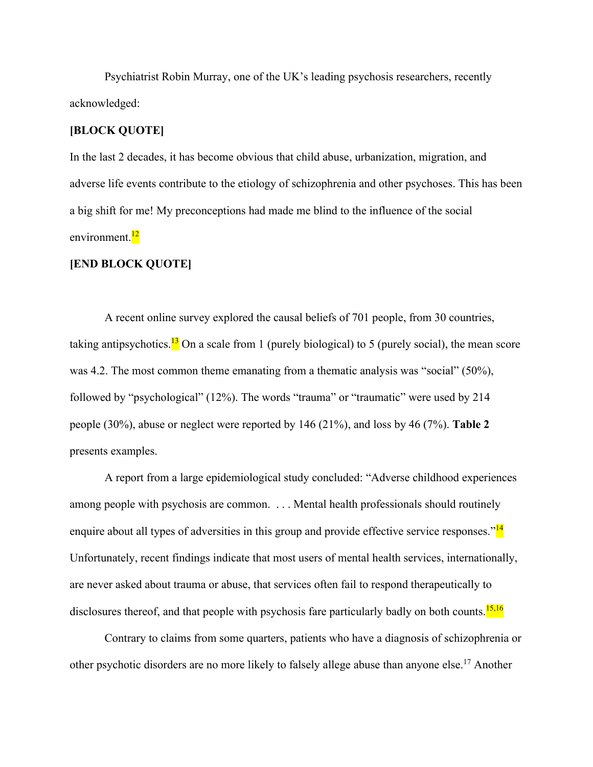Psychiatrist Robin Murray, one of the UK's leading psychosis researchers, recently acknowledged:

**[BLOCK QUOTE]**

In the last 2 decades, it has become obvious that child abuse, urbanization, migration, and adverse life events contribute to the etiology of schizophrenia and other psychoses. This has been a big shift for me! My preconceptions had made me blind to the influence of the social environment.[12]

**[END BLOCK QUOTE]**

A recent online survey explored the causal beliefs of 701 people, from 30 countries, taking antipsychotics.[13] On a scale from 1 (purely biological) to 5 (purely social), the mean score was 4.2. The most common theme emanating from a thematic analysis was "social" (50%), followed by "psychological" (12%). The words "trauma" or "traumatic" were used by 214 people (30%), abuse or neglect were reported by 146 (21%), and loss by 46 (7%). **Table 2** presents examples.

A report from a large epidemiological study concluded: "Adverse childhood experiences among people with psychosis are common. . . . Mental health professionals should routinely enquire about all types of adversities in this group and provide effective service responses."[14] Unfortunately, recent findings indicate that most users of mental health services, internationally, are never asked about trauma or abuse, that services often fail to respond therapeutically to disclosures thereof, and that people with psychosis fare particularly badly on both counts.[15,16]

Contrary to claims from some quarters, patients who have a diagnosis of schizophrenia or other psychotic disorders are no more likely to falsely allege abuse than anyone else.[17] Another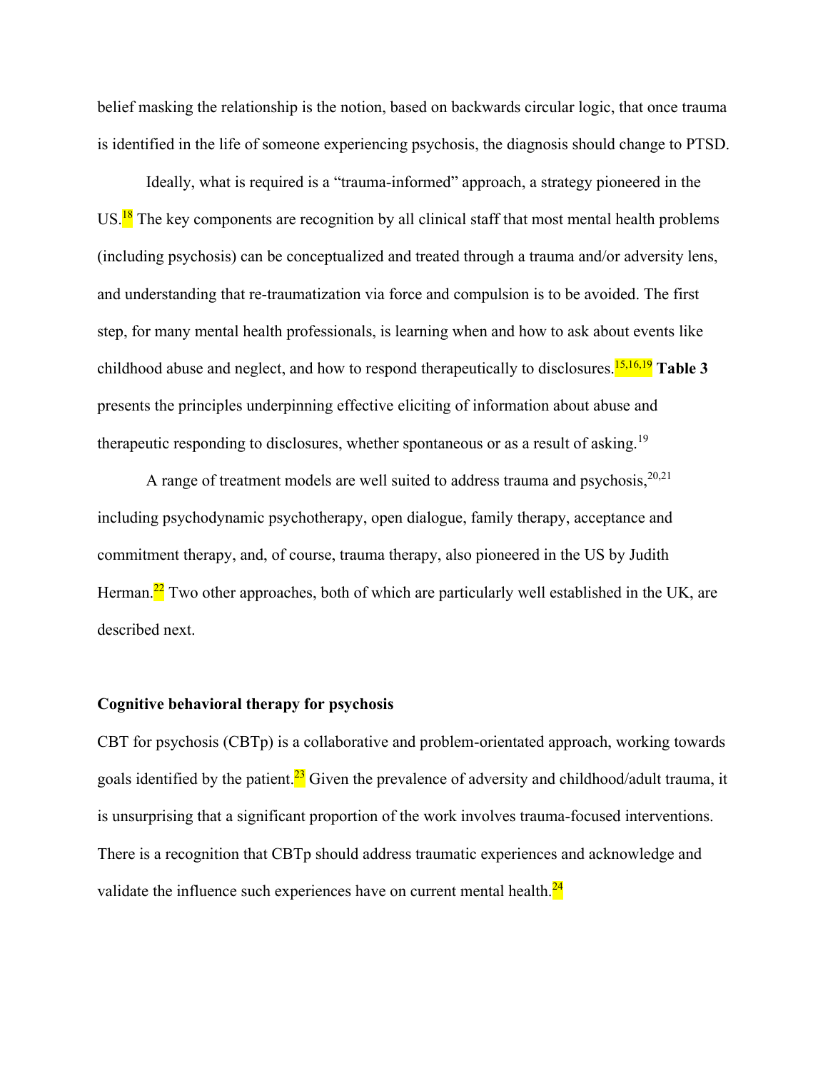belief masking the relationship is the notion, based on backwards circular logic, that once trauma is identified in the life of someone experiencing psychosis, the diagnosis should change to PTSD.

Ideally, what is required is a "trauma-informed" approach, a strategy pioneered in the US.[18] The key components are recognition by all clinical staff that most mental health problems (including psychosis) can be conceptualized and treated through a trauma and/or adversity lens, and understanding that re-traumatization via force and compulsion is to be avoided. The first step, for many mental health professionals, is learning when and how to ask about events like childhood abuse and neglect, and how to respond therapeutically to disclosures.[15,16,19] **Table 3** presents the principles underpinning effective eliciting of information about abuse and therapeutic responding to disclosures, whether spontaneous or as a result of asking.[19]

A range of treatment models are well suited to address trauma and psychosis,[20,21] including psychodynamic psychotherapy, open dialogue, family therapy, acceptance and commitment therapy, and, of course, trauma therapy, also pioneered in the US by Judith Herman.[22] Two other approaches, both of which are particularly well established in the UK, are described next.

**Cognitive behavioral therapy for psychosis**

CBT for psychosis (CBTp) is a collaborative and problem-orientated approach, working towards goals identified by the patient.[23] Given the prevalence of adversity and childhood/adult trauma, it is unsurprising that a significant proportion of the work involves trauma-focused interventions. There is a recognition that CBTp should address traumatic experiences and acknowledge and validate the influence such experiences have on current mental health.[24]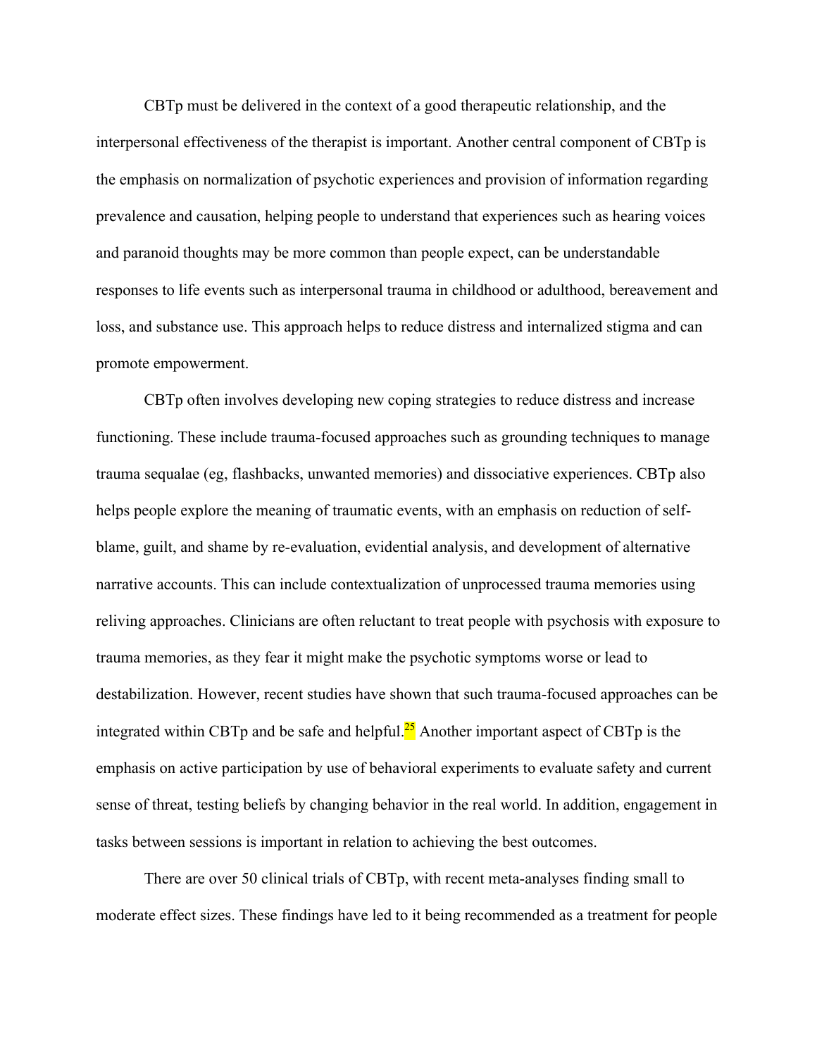CBTp must be delivered in the context of a good therapeutic relationship, and the interpersonal effectiveness of the therapist is important. Another central component of CBTp is the emphasis on normalization of psychotic experiences and provision of information regarding prevalence and causation, helping people to understand that experiences such as hearing voices and paranoid thoughts may be more common than people expect, can be understandable responses to life events such as interpersonal trauma in childhood or adulthood, bereavement and loss, and substance use. This approach helps to reduce distress and internalized stigma and can promote empowerment.

CBTp often involves developing new coping strategies to reduce distress and increase functioning. These include trauma-focused approaches such as grounding techniques to manage trauma sequalae (eg, flashbacks, unwanted memories) and dissociative experiences. CBTp also helps people explore the meaning of traumatic events, with an emphasis on reduction of self-blame, guilt, and shame by re-evaluation, evidential analysis, and development of alternative narrative accounts. This can include contextualization of unprocessed trauma memories using reliving approaches. Clinicians are often reluctant to treat people with psychosis with exposure to trauma memories, as they fear it might make the psychotic symptoms worse or lead to destabilization. However, recent studies have shown that such trauma-focused approaches can be integrated within CBTp and be safe and helpful.[25] Another important aspect of CBTp is the emphasis on active participation by use of behavioral experiments to evaluate safety and current sense of threat, testing beliefs by changing behavior in the real world. In addition, engagement in tasks between sessions is important in relation to achieving the best outcomes.

There are over 50 clinical trials of CBTp, with recent meta-analyses finding small to moderate effect sizes. These findings have led to it being recommended as a treatment for people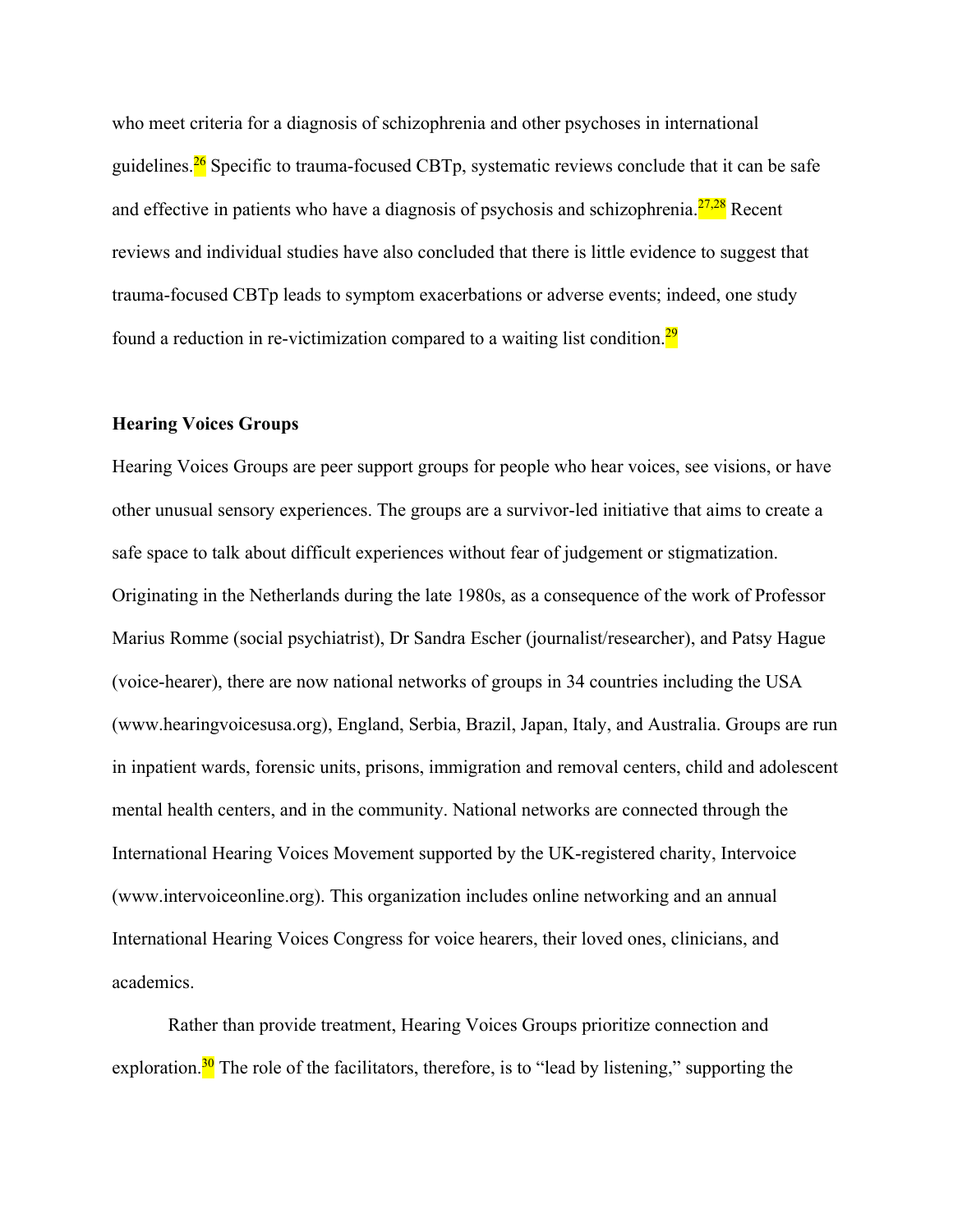who meet criteria for a diagnosis of schizophrenia and other psychoses in international guidelines.[26] Specific to trauma-focused CBTp, systematic reviews conclude that it can be safe and effective in patients who have a diagnosis of psychosis and schizophrenia.[27,28] Recent reviews and individual studies have also concluded that there is little evidence to suggest that trauma-focused CBTp leads to symptom exacerbations or adverse events; indeed, one study found a reduction in re-victimization compared to a waiting list condition.[29]

**Hearing Voices Groups**

Hearing Voices Groups are peer support groups for people who hear voices, see visions, or have other unusual sensory experiences. The groups are a survivor-led initiative that aims to create a safe space to talk about difficult experiences without fear of judgement or stigmatization. Originating in the Netherlands during the late 1980s, as a consequence of the work of Professor Marius Romme (social psychiatrist), Dr Sandra Escher (journalist/researcher), and Patsy Hague (voice-hearer), there are now national networks of groups in 34 countries including the USA (www.hearingvoicesusa.org), England, Serbia, Brazil, Japan, Italy, and Australia. Groups are run in inpatient wards, forensic units, prisons, immigration and removal centers, child and adolescent mental health centers, and in the community. National networks are connected through the International Hearing Voices Movement supported by the UK-registered charity, Intervoice (www.intervoiceonline.org). This organization includes online networking and an annual International Hearing Voices Congress for voice hearers, their loved ones, clinicians, and academics.

Rather than provide treatment, Hearing Voices Groups prioritize connection and exploration.[30] The role of the facilitators, therefore, is to "lead by listening," supporting the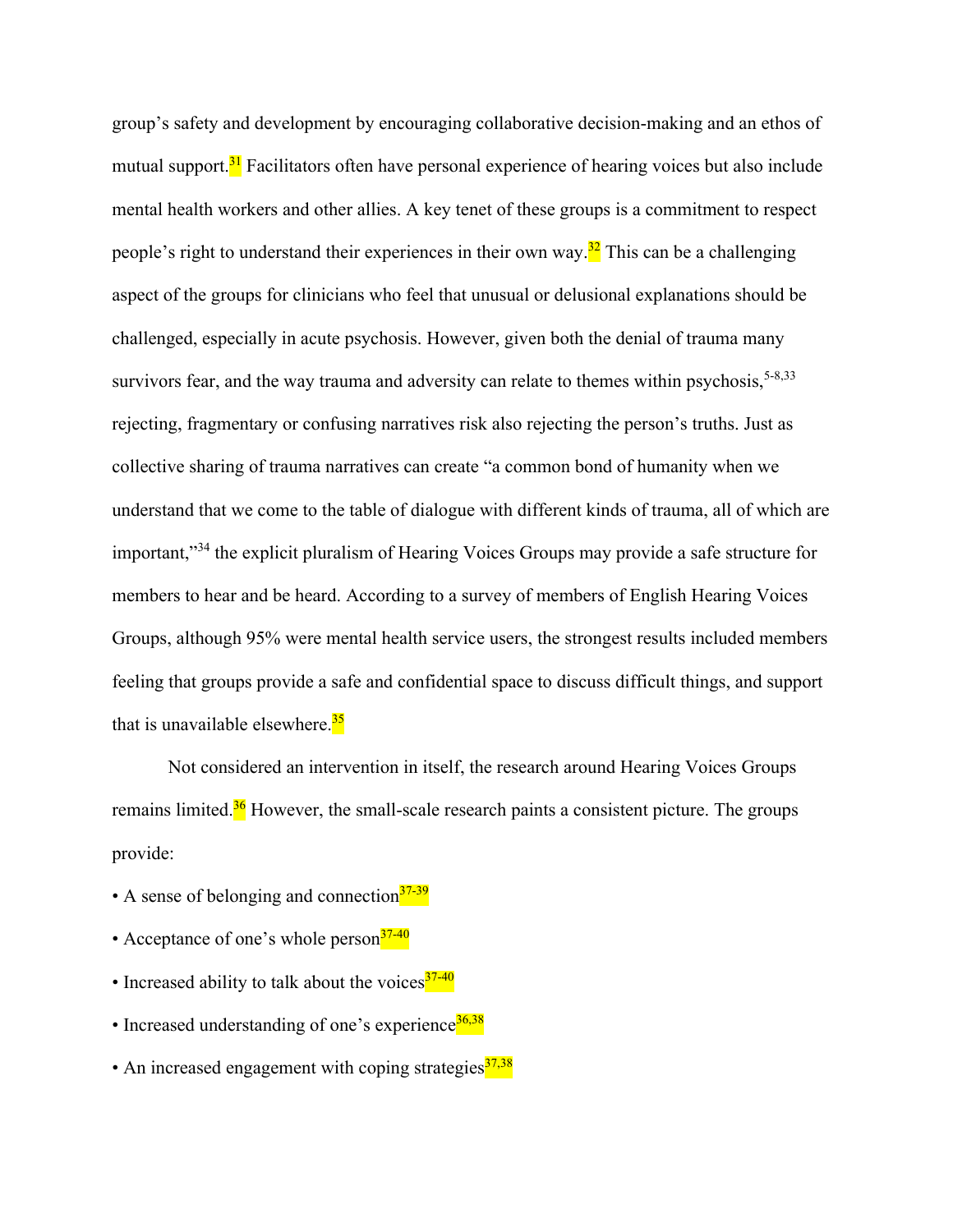group's safety and development by encouraging collaborative decision-making and an ethos of mutual support.[31] Facilitators often have personal experience of hearing voices but also include mental health workers and other allies. A key tenet of these groups is a commitment to respect people's right to understand their experiences in their own way.[32] This can be a challenging aspect of the groups for clinicians who feel that unusual or delusional explanations should be challenged, especially in acute psychosis. However, given both the denial of trauma many survivors fear, and the way trauma and adversity can relate to themes within psychosis,[5-8,33] rejecting, fragmentary or confusing narratives risk also rejecting the person's truths. Just as collective sharing of trauma narratives can create "a common bond of humanity when we understand that we come to the table of dialogue with different kinds of trauma, all of which are important,"[34] the explicit pluralism of Hearing Voices Groups may provide a safe structure for members to hear and be heard. According to a survey of members of English Hearing Voices Groups, although 95% were mental health service users, the strongest results included members feeling that groups provide a safe and confidential space to discuss difficult things, and support that is unavailable elsewhere.[35]

Not considered an intervention in itself, the research around Hearing Voices Groups remains limited.[36] However, the small-scale research paints a consistent picture. The groups provide:

- A sense of belonging and connection[37-39]
- Acceptance of one's whole person[37-40]
- Increased ability to talk about the voices[37-40]
- Increased understanding of one's experience[36,38]
- An increased engagement with coping strategies[37,38]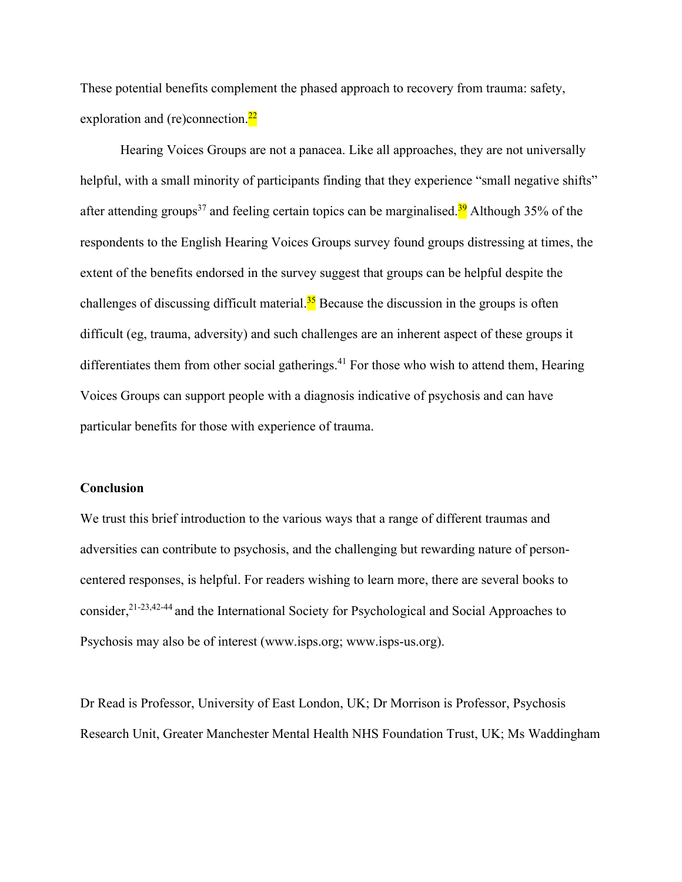These potential benefits complement the phased approach to recovery from trauma: safety, exploration and (re)connection.[22]

Hearing Voices Groups are not a panacea. Like all approaches, they are not universally helpful, with a small minority of participants finding that they experience "small negative shifts" after attending groups[37] and feeling certain topics can be marginalised.[39] Although 35% of the respondents to the English Hearing Voices Groups survey found groups distressing at times, the extent of the benefits endorsed in the survey suggest that groups can be helpful despite the challenges of discussing difficult material.[35] Because the discussion in the groups is often difficult (eg, trauma, adversity) and such challenges are an inherent aspect of these groups it differentiates them from other social gatherings.[41] For those who wish to attend them, Hearing Voices Groups can support people with a diagnosis indicative of psychosis and can have particular benefits for those with experience of trauma.

**Conclusion**

We trust this brief introduction to the various ways that a range of different traumas and adversities can contribute to psychosis, and the challenging but rewarding nature of person-centered responses, is helpful. For readers wishing to learn more, there are several books to consider,[21-23,42-44] and the International Society for Psychological and Social Approaches to Psychosis may also be of interest (www.isps.org; www.isps-us.org).

Dr Read is Professor, University of East London, UK; Dr Morrison is Professor, Psychosis Research Unit, Greater Manchester Mental Health NHS Foundation Trust, UK; Ms Waddingham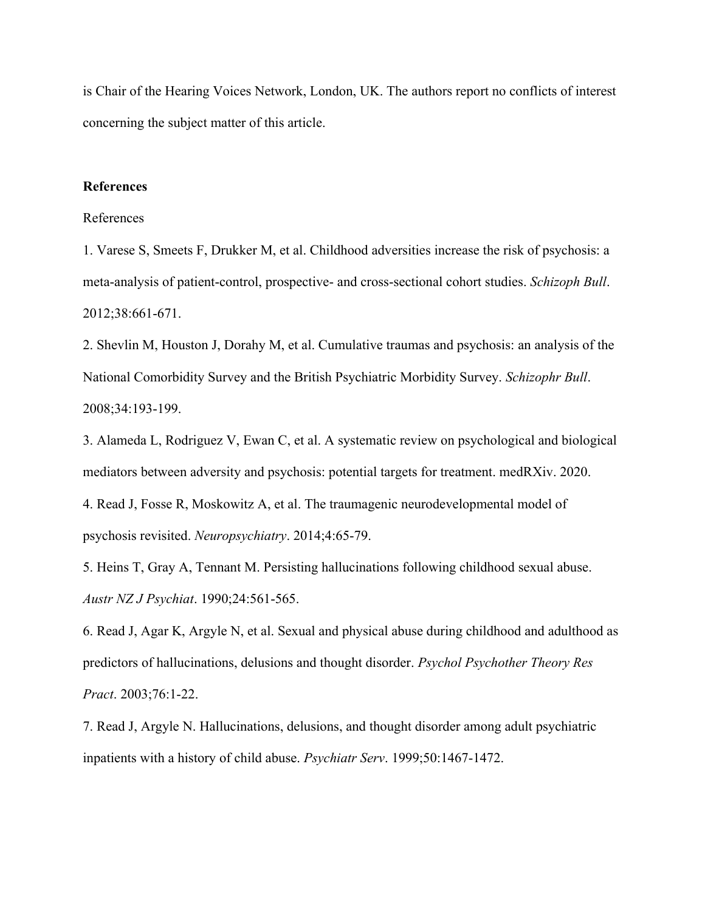is Chair of the Hearing Voices Network, London, UK. The authors report no conflicts of interest concerning the subject matter of this article.

**References**

References

1. Varese S, Smeets F, Drukker M, et al. Childhood adversities increase the risk of psychosis: a meta-analysis of patient-control, prospective- and cross-sectional cohort studies. *Schizoph Bull*. 2012;38:661-671.

2. Shevlin M, Houston J, Dorahy M, et al. Cumulative traumas and psychosis: an analysis of the National Comorbidity Survey and the British Psychiatric Morbidity Survey. *Schizophr Bull*. 2008;34:193-199.

3. Alameda L, Rodriguez V, Ewan C, et al. A systematic review on psychological and biological mediators between adversity and psychosis: potential targets for treatment. medRXiv. 2020.

4. Read J, Fosse R, Moskowitz A, et al. The traumagenic neurodevelopmental model of psychosis revisited. *Neuropsychiatry*. 2014;4:65-79.

5. Heins T, Gray A, Tennant M. Persisting hallucinations following childhood sexual abuse. *Austr NZ J Psychiat*. 1990;24:561-565.

6. Read J, Agar K, Argyle N, et al. Sexual and physical abuse during childhood and adulthood as predictors of hallucinations, delusions and thought disorder. *Psychol Psychother Theory Res Pract*. 2003;76:1-22.

7. Read J, Argyle N. Hallucinations, delusions, and thought disorder among adult psychiatric inpatients with a history of child abuse. *Psychiatr Serv*. 1999;50:1467-1472.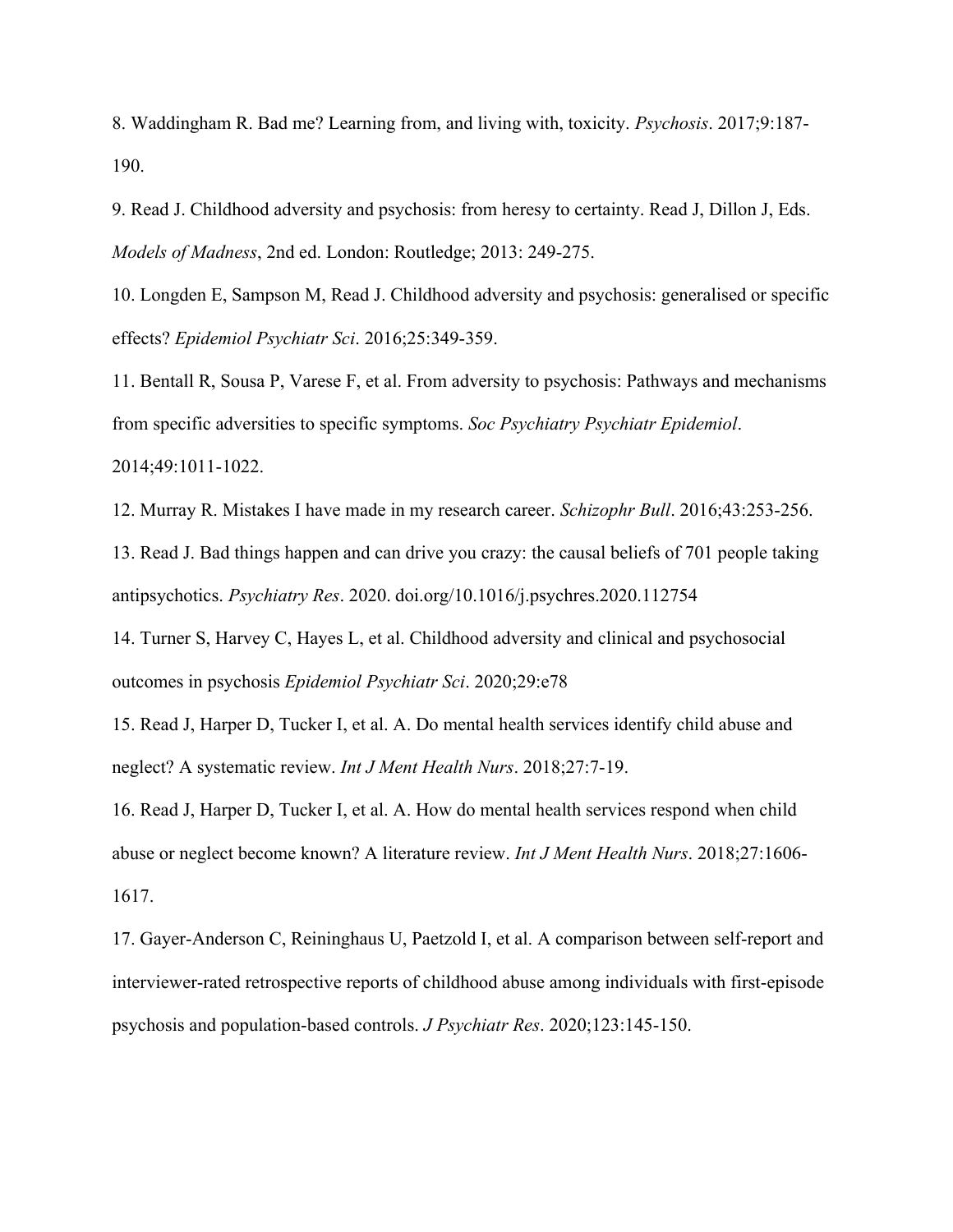8. Waddingham R. Bad me? Learning from, and living with, toxicity. *Psychosis*. 2017;9:187-190.

9. Read J. Childhood adversity and psychosis: from heresy to certainty. Read J, Dillon J, Eds. *Models of Madness*, 2nd ed. London: Routledge; 2013: 249-275.

10. Longden E, Sampson M, Read J. Childhood adversity and psychosis: generalised or specific effects? *Epidemiol Psychiatr Sci*. 2016;25:349-359.

11. Bentall R, Sousa P, Varese F, et al. From adversity to psychosis: Pathways and mechanisms from specific adversities to specific symptoms. *Soc Psychiatry Psychiatr Epidemiol*. 2014;49:1011-1022.

12. Murray R. Mistakes I have made in my research career. *Schizophr Bull*. 2016;43:253-256.

13. Read J. Bad things happen and can drive you crazy: the causal beliefs of 701 people taking antipsychotics. *Psychiatry Res*. 2020. doi.org/10.1016/j.psychres.2020.112754

14. Turner S, Harvey C, Hayes L, et al. Childhood adversity and clinical and psychosocial outcomes in psychosis *Epidemiol Psychiatr Sci*. 2020;29:e78

15. Read J, Harper D, Tucker I, et al. A. Do mental health services identify child abuse and neglect? A systematic review. *Int J Ment Health Nurs*. 2018;27:7-19.

16. Read J, Harper D, Tucker I, et al. A. How do mental health services respond when child abuse or neglect become known? A literature review. *Int J Ment Health Nurs*. 2018;27:1606-1617.

17. Gayer-Anderson C, Reininghaus U, Paetzold I, et al. A comparison between self-report and interviewer-rated retrospective reports of childhood abuse among individuals with first-episode psychosis and population-based controls. *J Psychiatr Res*. 2020;123:145-150.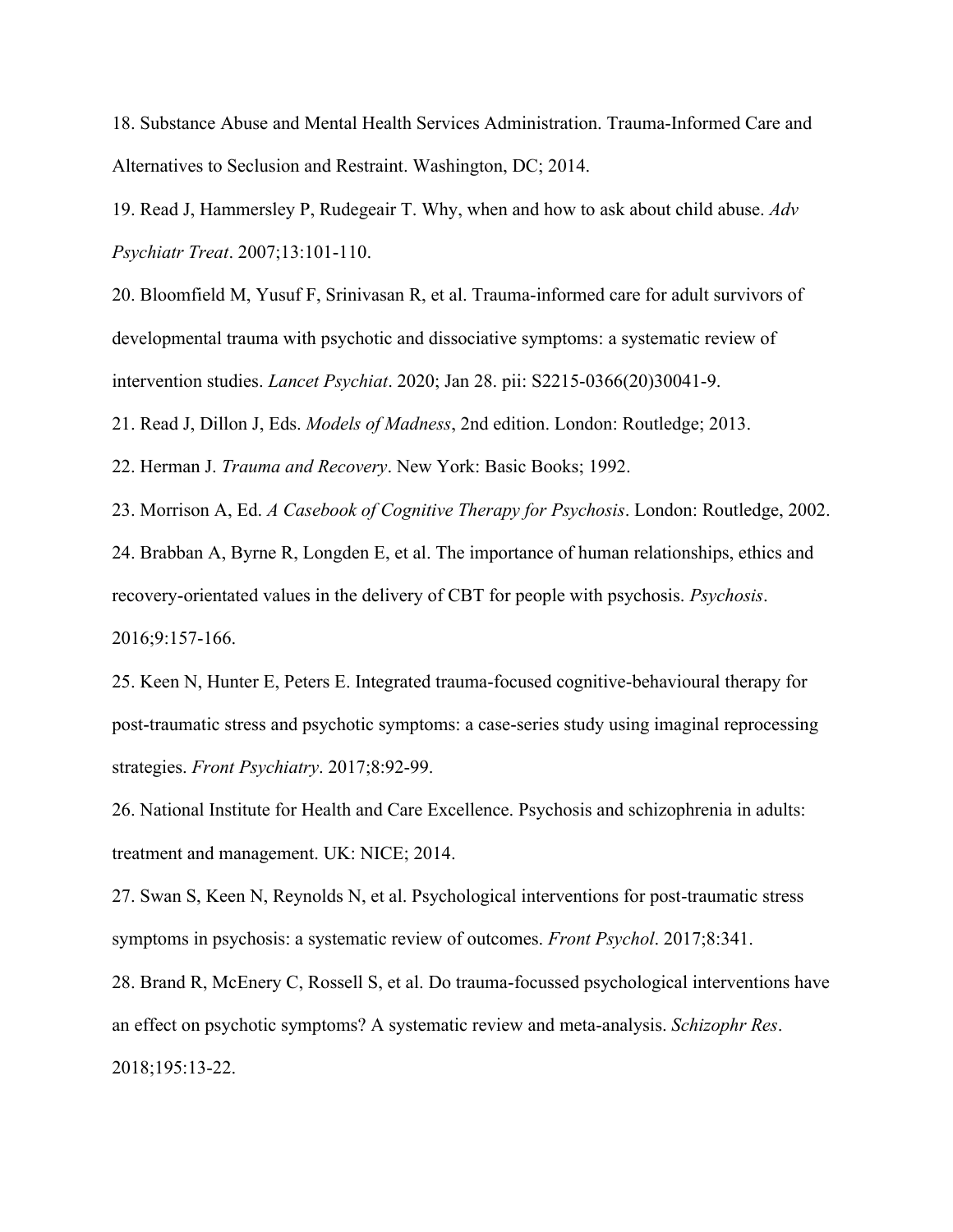18. Substance Abuse and Mental Health Services Administration. Trauma-Informed Care and Alternatives to Seclusion and Restraint. Washington, DC; 2014.

19. Read J, Hammersley P, Rudegeair T. Why, when and how to ask about child abuse. *Adv Psychiatr Treat*. 2007;13:101-110.

20. Bloomfield M, Yusuf F, Srinivasan R, et al. Trauma-informed care for adult survivors of developmental trauma with psychotic and dissociative symptoms: a systematic review of intervention studies. *Lancet Psychiat*. 2020; Jan 28. pii: S2215-0366(20)30041-9.

21. Read J, Dillon J, Eds. *Models of Madness*, 2nd edition. London: Routledge; 2013.

22. Herman J. *Trauma and Recovery*. New York: Basic Books; 1992.

23. Morrison A, Ed. *A Casebook of Cognitive Therapy for Psychosis*. London: Routledge, 2002.

24. Brabban A, Byrne R, Longden E, et al. The importance of human relationships, ethics and recovery-orientated values in the delivery of CBT for people with psychosis. *Psychosis*. 2016;9:157-166.

25. Keen N, Hunter E, Peters E. Integrated trauma-focused cognitive-behavioural therapy for post-traumatic stress and psychotic symptoms: a case-series study using imaginal reprocessing strategies. *Front Psychiatry*. 2017;8:92-99.

26. National Institute for Health and Care Excellence. Psychosis and schizophrenia in adults: treatment and management. UK: NICE; 2014.

27. Swan S, Keen N, Reynolds N, et al. Psychological interventions for post-traumatic stress symptoms in psychosis: a systematic review of outcomes. *Front Psychol*. 2017;8:341.

28. Brand R, McEnery C, Rossell S, et al. Do trauma-focussed psychological interventions have an effect on psychotic symptoms? A systematic review and meta-analysis. *Schizophr Res*. 2018;195:13-22.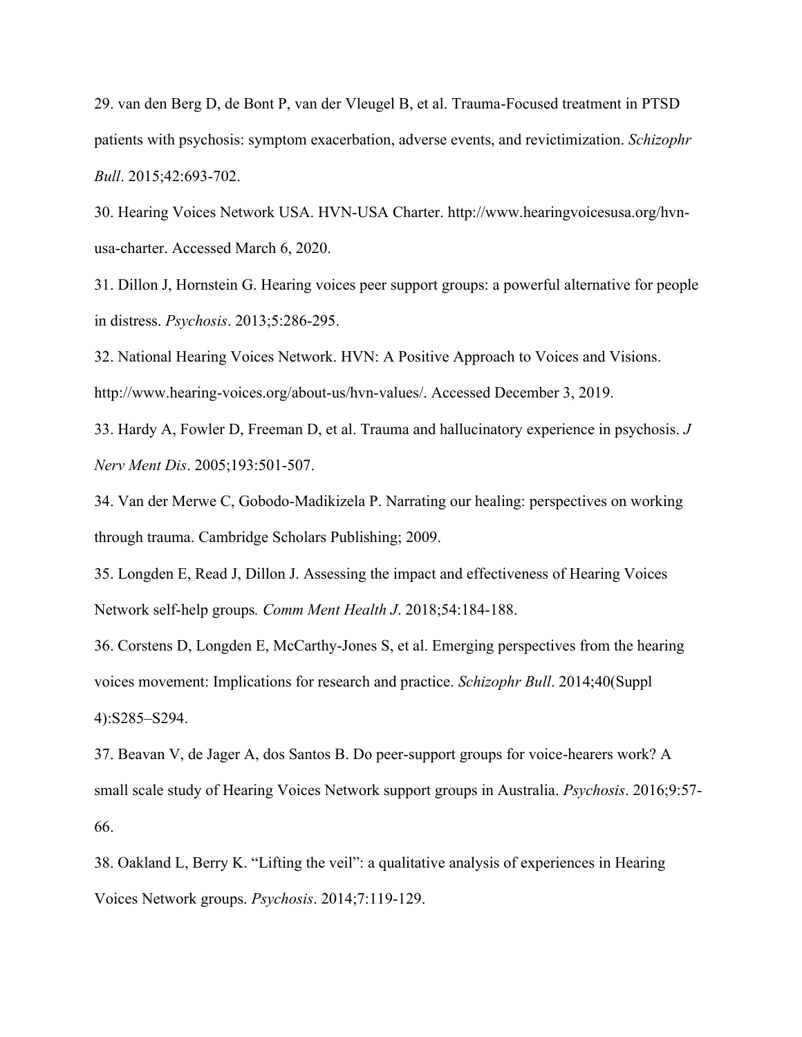29. van den Berg D, de Bont P, van der Vleugel B, et al. Trauma-Focused treatment in PTSD patients with psychosis: symptom exacerbation, adverse events, and revictimization. *Schizophr Bull*. 2015;42:693-702.

30. Hearing Voices Network USA. HVN-USA Charter. http://www.hearingvoicesusa.org/hvn-usa-charter. Accessed March 6, 2020.

31. Dillon J, Hornstein G. Hearing voices peer support groups: a powerful alternative for people in distress. *Psychosis*. 2013;5:286-295.

32. National Hearing Voices Network. HVN: A Positive Approach to Voices and Visions. http://www.hearing-voices.org/about-us/hvn-values/. Accessed December 3, 2019.

33. Hardy A, Fowler D, Freeman D, et al. Trauma and hallucinatory experience in psychosis. *J Nerv Ment Dis*. 2005;193:501-507.

34. Van der Merwe C, Gobodo-Madikizela P. Narrating our healing: perspectives on working through trauma. Cambridge Scholars Publishing; 2009.

35. Longden E, Read J, Dillon J. Assessing the impact and effectiveness of Hearing Voices Network self-help groups*. Comm Ment Health J*. 2018;54:184-188.

36. Corstens D, Longden E, McCarthy-Jones S, et al. Emerging perspectives from the hearing voices movement: Implications for research and practice. *Schizophr Bull*. 2014;40(Suppl 4):S285–S294.

37. Beavan V, de Jager A, dos Santos B. Do peer-support groups for voice-hearers work? A small scale study of Hearing Voices Network support groups in Australia. *Psychosis*. 2016;9:57-66.

38. Oakland L, Berry K. "Lifting the veil": a qualitative analysis of experiences in Hearing Voices Network groups. *Psychosis*. 2014;7:119-129.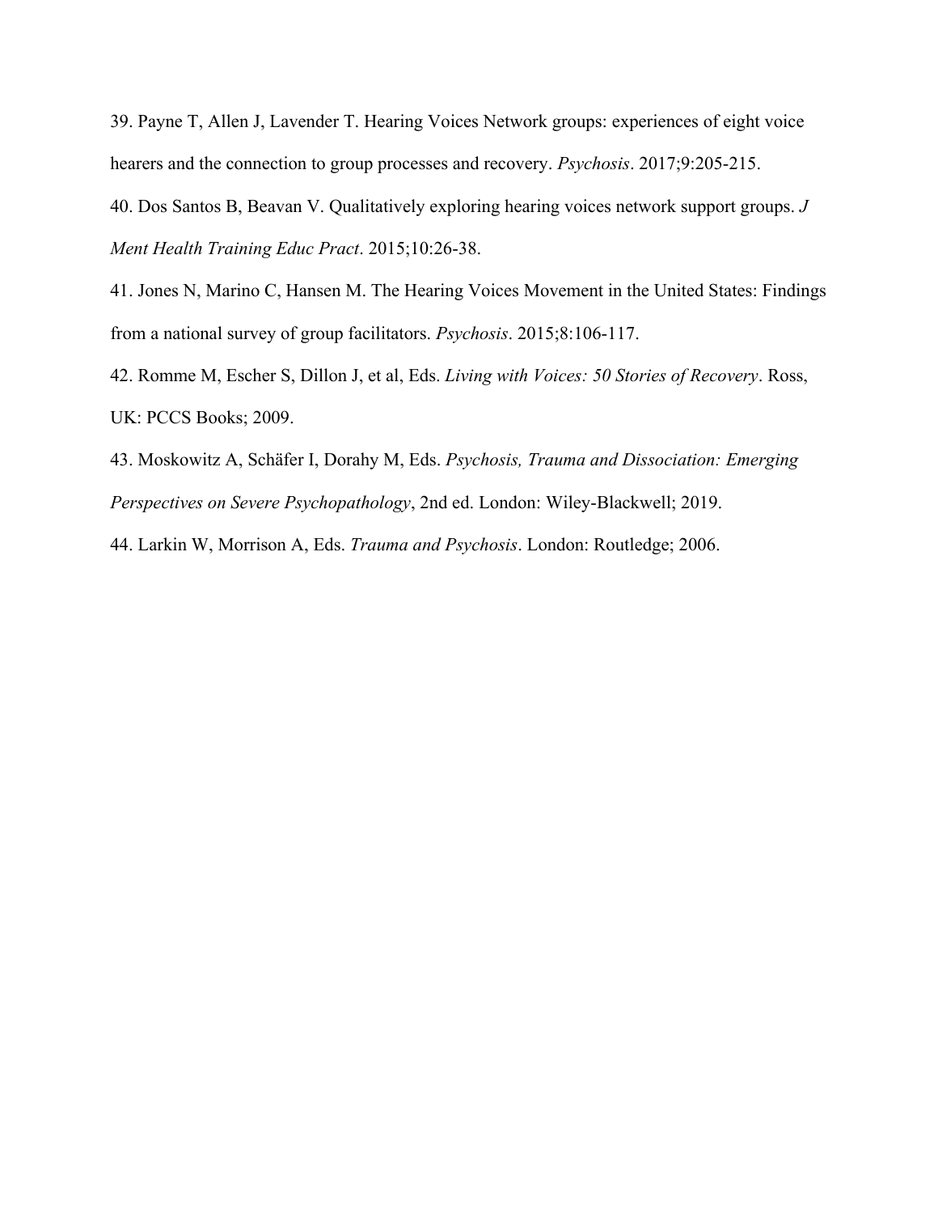39. Payne T, Allen J, Lavender T. Hearing Voices Network groups: experiences of eight voice hearers and the connection to group processes and recovery. *Psychosis*. 2017;9:205-215.

40. Dos Santos B, Beavan V. Qualitatively exploring hearing voices network support groups. *J Ment Health Training Educ Pract*. 2015;10:26-38.

41. Jones N, Marino C, Hansen M. The Hearing Voices Movement in the United States: Findings from a national survey of group facilitators. *Psychosis*. 2015;8:106-117.

42. Romme M, Escher S, Dillon J, et al, Eds. *Living with Voices: 50 Stories of Recovery*. Ross, UK: PCCS Books; 2009.

43. Moskowitz A, Schäfer I, Dorahy M, Eds. *Psychosis, Trauma and Dissociation: Emerging Perspectives on Severe Psychopathology*, 2nd ed. London: Wiley-Blackwell; 2019.

44. Larkin W, Morrison A, Eds. *Trauma and Psychosis*. London: Routledge; 2006.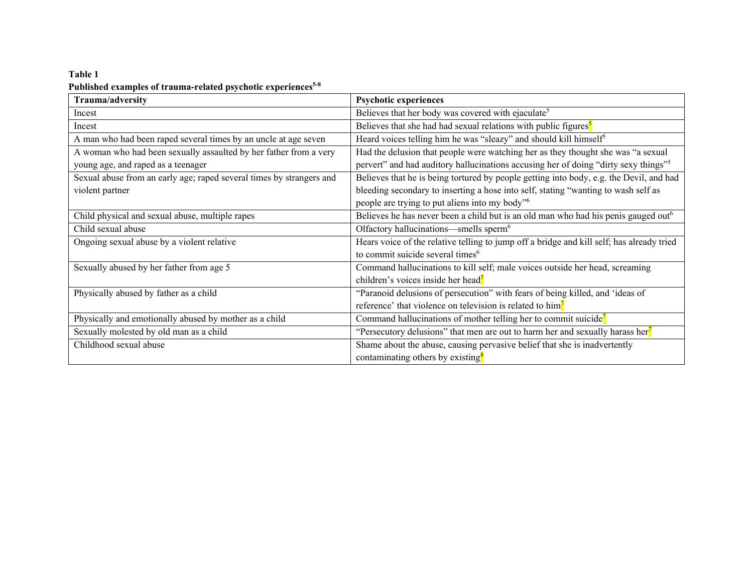**Table 1**

**Published examples of trauma-related psychotic experiences[5-8]**

| Trauma/adversity | Psychotic experiences |
|---|---|
| Incest | Believes that her body was covered with ejaculate[5] |
| Incest | Believes that she had had sexual relations with public figures[5] |
| A man who had been raped several times by an uncle at age seven | Heard voices telling him he was "sleazy" and should kill himself[5] |
| A woman who had been sexually assaulted by her father from a very young age, and raped as a teenager | Had the delusion that people were watching her as they thought she was "a sexual pervert" and had auditory hallucinations accusing her of doing "dirty sexy things"[5] |
| Sexual abuse from an early age; raped several times by strangers and violent partner | Believes that he is being tortured by people getting into body, e.g. the Devil, and had bleeding secondary to inserting a hose into self, stating "wanting to wash self as people are trying to put aliens into my body"[6] |
| Child physical and sexual abuse, multiple rapes | Believes he has never been a child but is an old man who had his penis gauged out[6] |
| Child sexual abuse | Olfactory hallucinations—smells sperm[6] |
| Ongoing sexual abuse by a violent relative | Hears voice of the relative telling to jump off a bridge and kill self; has already tried to commit suicide several times[6] |
| Sexually abused by her father from age 5 | Command hallucinations to kill self; male voices outside her head, screaming children's voices inside her head[7] |
| Physically abused by father as a child | "Paranoid delusions of persecution" with fears of being killed, and 'ideas of reference' that violence on television is related to him[7] |
| Physically and emotionally abused by mother as a child | Command hallucinations of mother telling her to commit suicide[7] |
| Sexually molested by old man as a child | "Persecutory delusions" that men are out to harm her and sexually harass her[7] |
| Childhood sexual abuse | Shame about the abuse, causing pervasive belief that she is inadvertently contaminating others by existing[8] |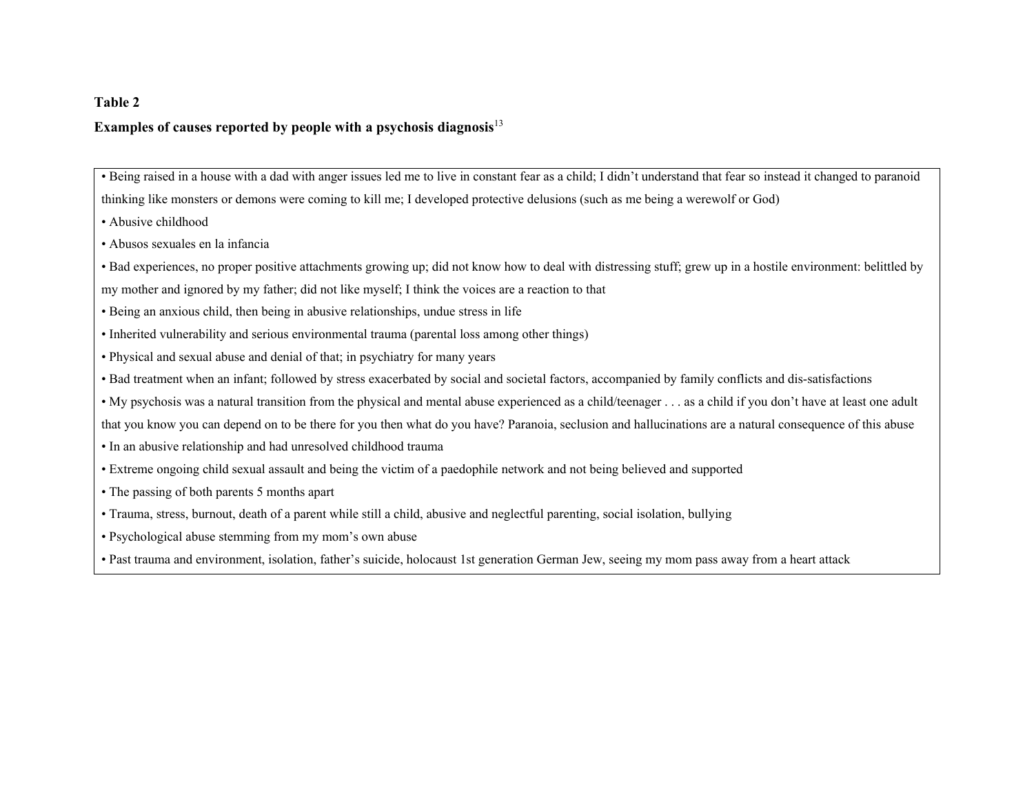**Table 2**

**Examples of causes reported by people with a psychosis diagnosis**[13]

- Being raised in a house with a dad with anger issues led me to live in constant fear as a child; I didn't understand that fear so instead it changed to paranoid thinking like monsters or demons were coming to kill me; I developed protective delusions (such as me being a werewolf or God)
- Abusive childhood
- Abusos sexuales en la infancia
- Bad experiences, no proper positive attachments growing up; did not know how to deal with distressing stuff; grew up in a hostile environment: belittled by my mother and ignored by my father; did not like myself; I think the voices are a reaction to that
- Being an anxious child, then being in abusive relationships, undue stress in life
- Inherited vulnerability and serious environmental trauma (parental loss among other things)
- Physical and sexual abuse and denial of that; in psychiatry for many years
- Bad treatment when an infant; followed by stress exacerbated by social and societal factors, accompanied by family conflicts and dis-satisfactions
- My psychosis was a natural transition from the physical and mental abuse experienced as a child/teenager . . . as a child if you don't have at least one adult that you know you can depend on to be there for you then what do you have? Paranoia, seclusion and hallucinations are a natural consequence of this abuse
- In an abusive relationship and had unresolved childhood trauma
- Extreme ongoing child sexual assault and being the victim of a paedophile network and not being believed and supported
- The passing of both parents 5 months apart
- Trauma, stress, burnout, death of a parent while still a child, abusive and neglectful parenting, social isolation, bullying
- Psychological abuse stemming from my mom's own abuse
- Past trauma and environment, isolation, father's suicide, holocaust 1st generation German Jew, seeing my mom pass away from a heart attack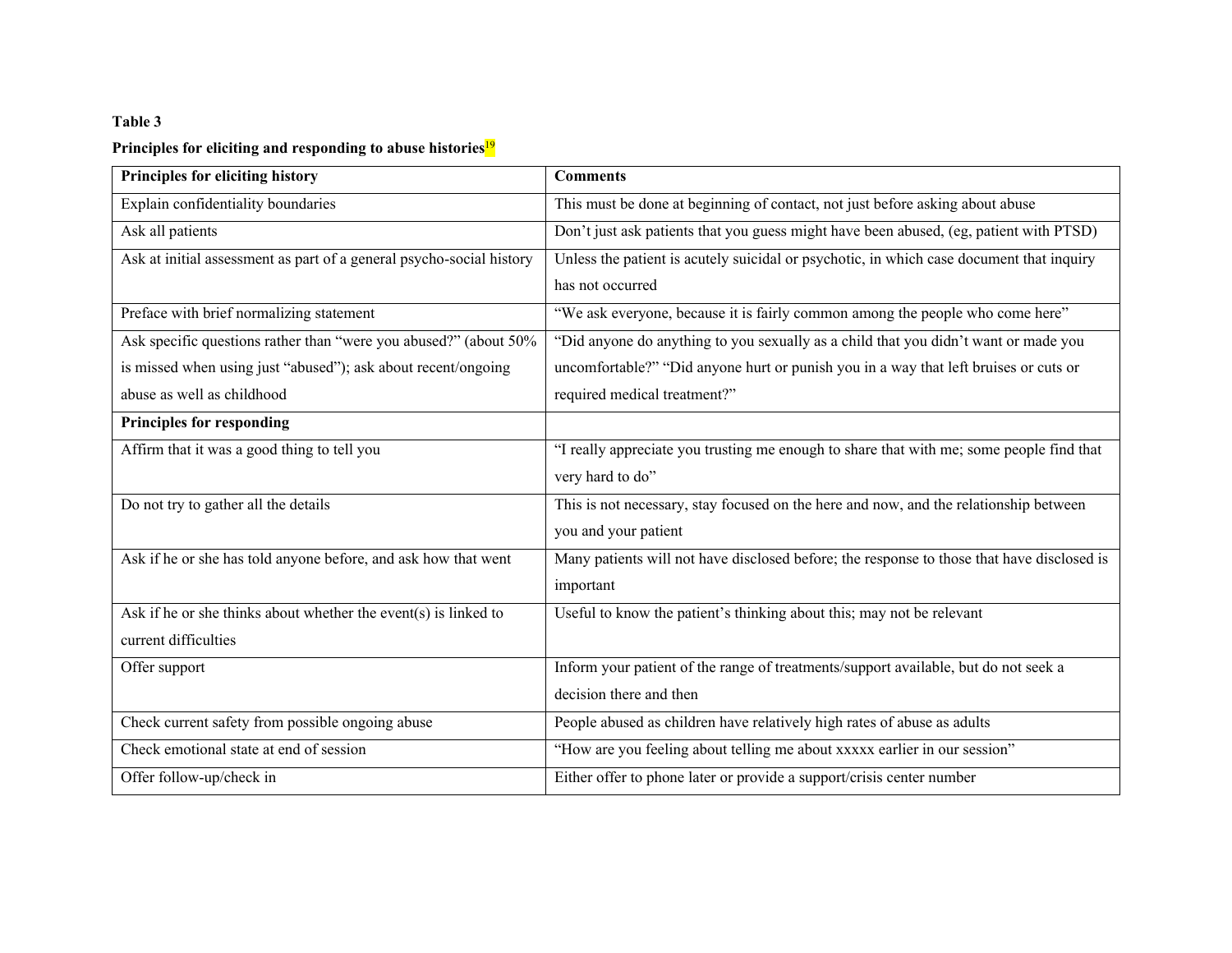**Table 3**

**Principles for eliciting and responding to abuse histories**[19]

| **Principles for eliciting history** | **Comments** |
|---|---|
| Explain confidentiality boundaries | This must be done at beginning of contact, not just before asking about abuse |
| Ask all patients | Don't just ask patients that you guess might have been abused, (eg, patient with PTSD) |
| Ask at initial assessment as part of a general psycho-social history | Unless the patient is acutely suicidal or psychotic, in which case document that inquiry has not occurred |
| Preface with brief normalizing statement | "We ask everyone, because it is fairly common among the people who come here" |
| Ask specific questions rather than "were you abused?" (about 50% is missed when using just "abused"); ask about recent/ongoing abuse as well as childhood | "Did anyone do anything to you sexually as a child that you didn't want or made you uncomfortable?" "Did anyone hurt or punish you in a way that left bruises or cuts or required medical treatment?" |
| **Principles for responding** | |
| Affirm that it was a good thing to tell you | "I really appreciate you trusting me enough to share that with me; some people find that very hard to do" |
| Do not try to gather all the details | This is not necessary, stay focused on the here and now, and the relationship between you and your patient |
| Ask if he or she has told anyone before, and ask how that went | Many patients will not have disclosed before; the response to those that have disclosed is important |
| Ask if he or she thinks about whether the event(s) is linked to current difficulties | Useful to know the patient's thinking about this; may not be relevant |
| Offer support | Inform your patient of the range of treatments/support available, but do not seek a decision there and then |
| Check current safety from possible ongoing abuse | People abused as children have relatively high rates of abuse as adults |
| Check emotional state at end of session | "How are you feeling about telling me about xxxxx earlier in our session" |
| Offer follow-up/check in | Either offer to phone later or provide a support/crisis center number |